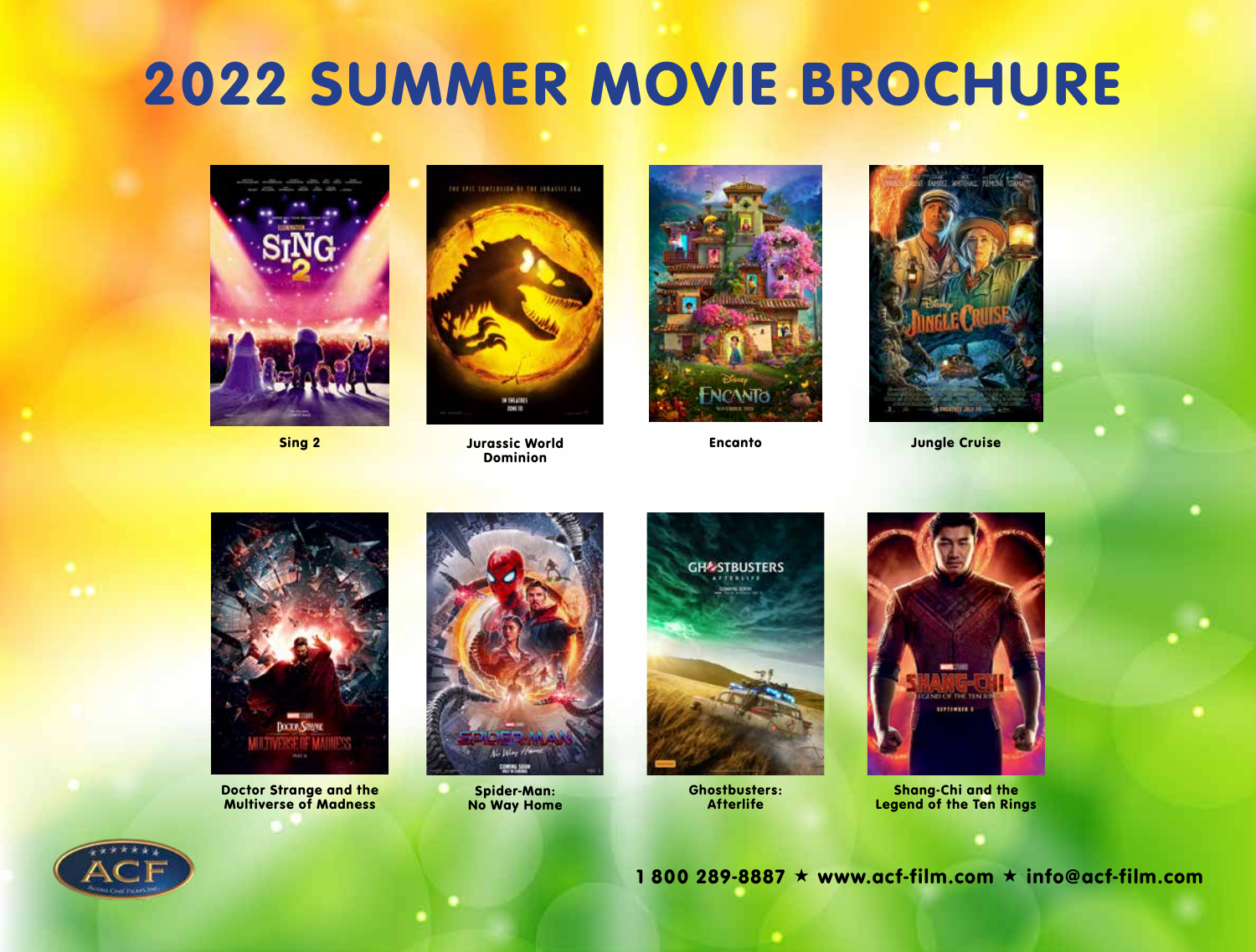# 2022 SUMMER MOVIE BROCHURE

**Sing 2**

**Jurassic World Dominion**

**Encanto**

**Jungle Cruise**

**Doctor Strange and the Multiverse of Madness**

**Spider-Man: No Way Home**

**Ghostbusters: Afterlife**

**Shang-Chi and the Legend of the Ten Rings**

**1 800 289-8887 ★ www.acf-film.com ★ info@acf-film.com**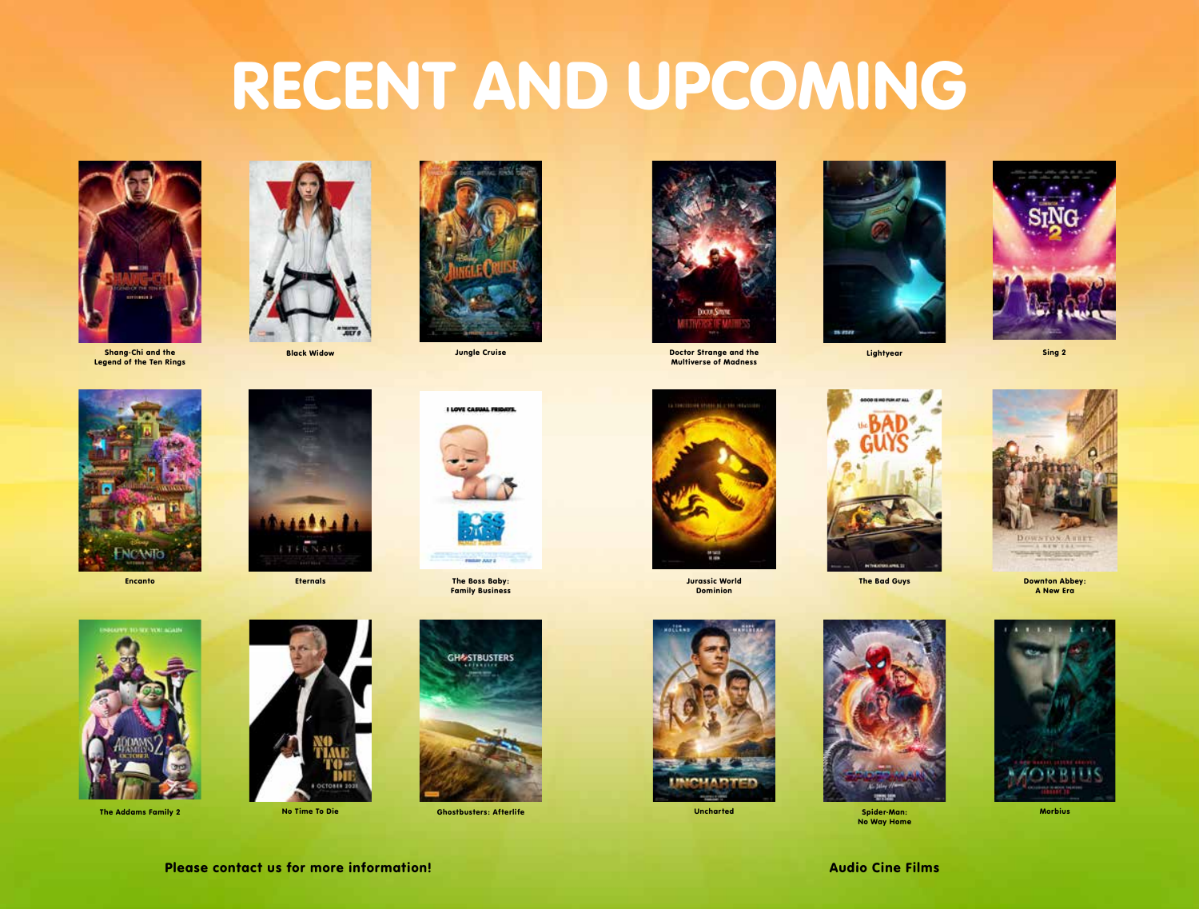# RECENT AND UPCOMING

Shang-Chi and the Legend of the Ten Rings

Black Widow

Jungle Cruise

Doctor Strange and the Multiverse of Madness

Lightyear

Sing 2

Encanto

Eternals

The Boss Baby: Family Business

Jurassic World Dominion

The Bad Guys

Downton Abbey: A New Era

The Addams Family 2

No Time To Die

Ghostbusters: Afterlife

Uncharted

Spider-Man: No Way Home

Morbius

**Please contact us for more information!**

**Audio Cine Films**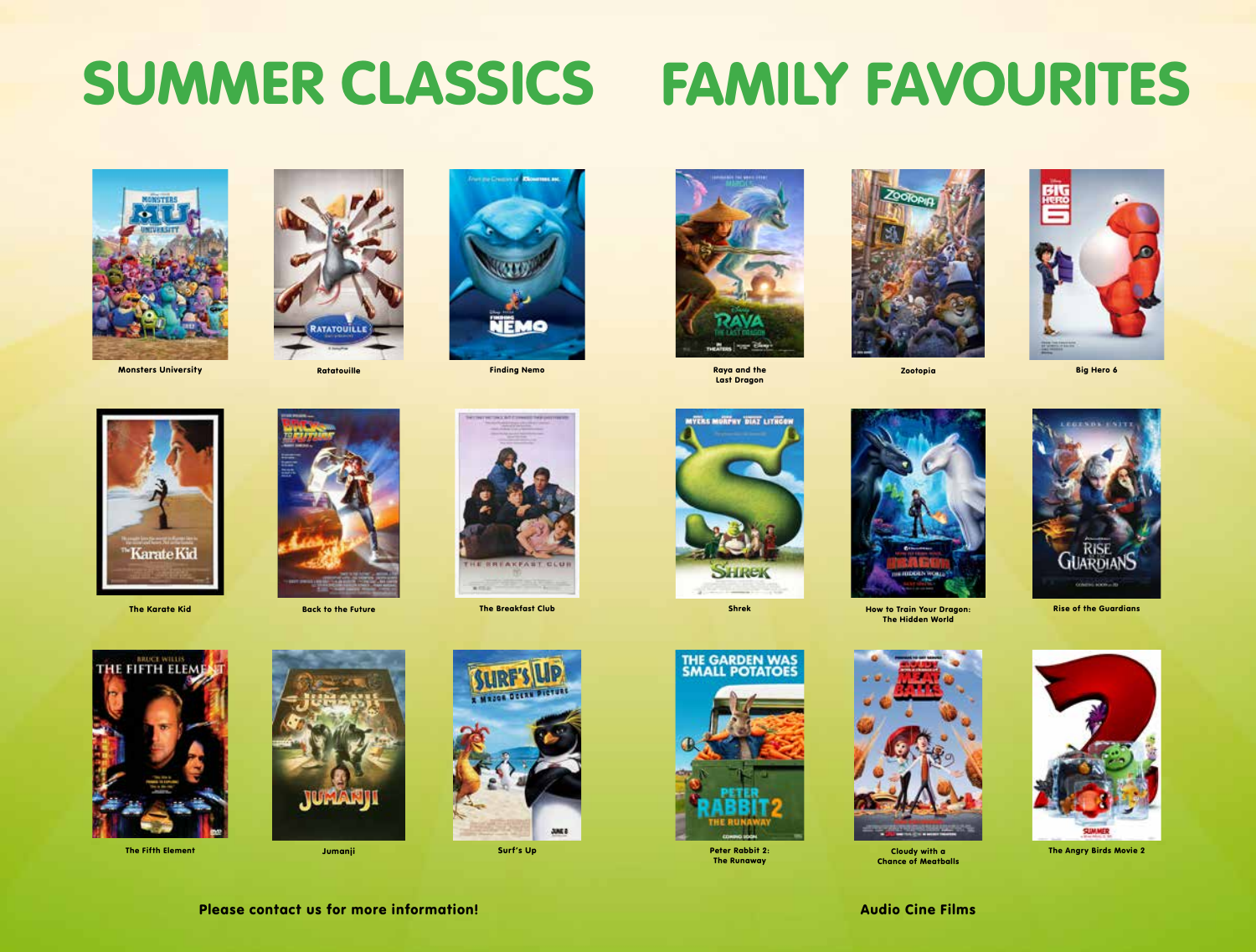# SUMMER CLASSICS

- Monsters University
- Ratatouille
- Finding Nemo
- The Karate Kid
- Back to the Future
- The Breakfast Club
- The Fifth Element
- Jumanji
- Surf's Up

# FAMILY FAVOURITES

- Raya and the Last Dragon
- Zootopia
- Big Hero 6
- Shrek
- How to Train Your Dragon: The Hidden World
- Rise of the Guardians
- Peter Rabbit 2: The Runaway
- Cloudy with a Chance of Meatballs
- The Angry Birds Movie 2

**Please contact us for more information!**

**Audio Cine Films**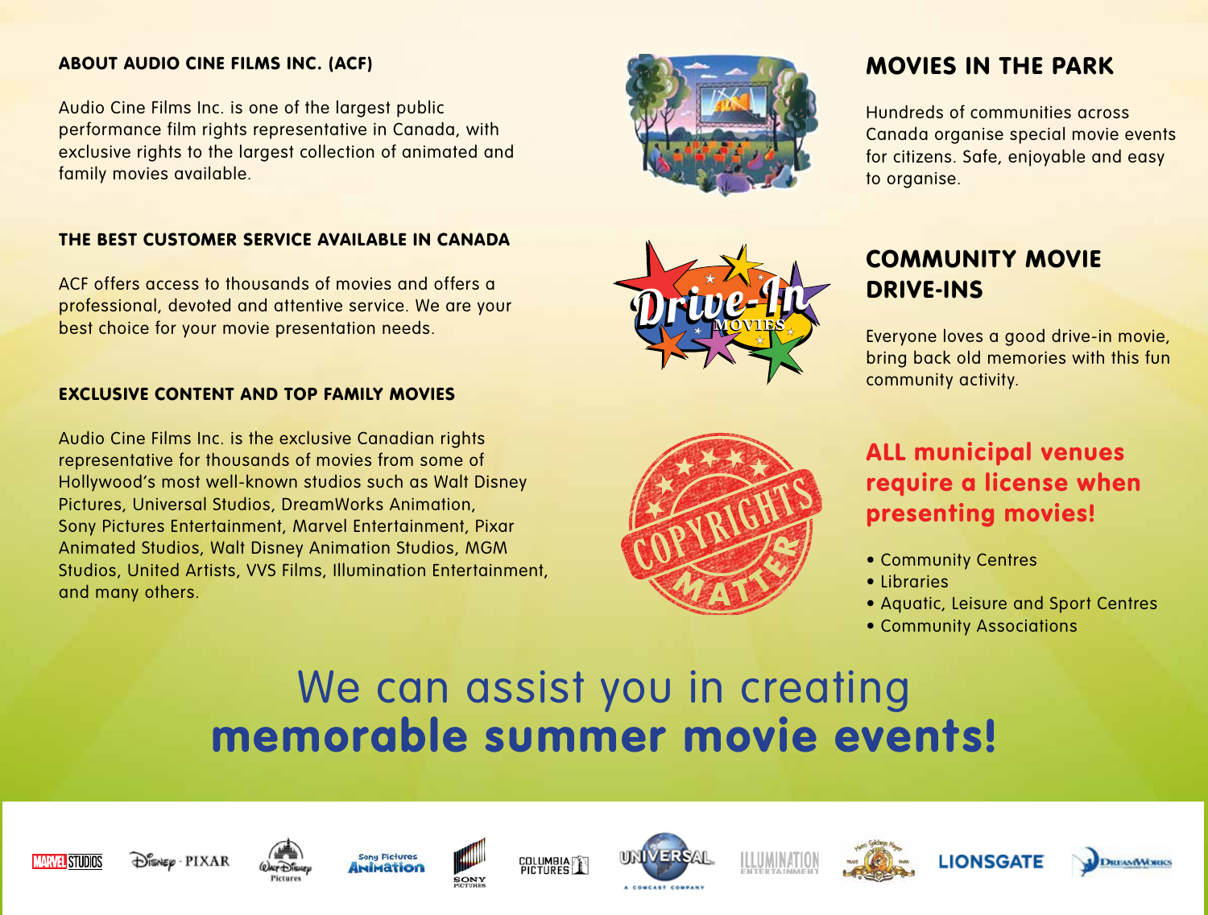### ABOUT AUDIO CINE FILMS INC. (ACF)

Audio Cine Films Inc. is one of the largest public performance film rights representative in Canada, with exclusive rights to the largest collection of animated and family movies available.

### THE BEST CUSTOMER SERVICE AVAILABLE IN CANADA

ACF offers access to thousands of movies and offers a professional, devoted and attentive service. We are your best choice for your movie presentation needs.

### EXCLUSIVE CONTENT AND TOP FAMILY MOVIES

Audio Cine Films Inc. is the exclusive Canadian rights representative for thousands of movies from some of Hollywood's most well-known studios such as Walt Disney Pictures, Universal Studios, DreamWorks Animation, Sony Pictures Entertainment, Marvel Entertainment, Pixar Animated Studios, Walt Disney Animation Studios, MGM Studios, United Artists, VVS Films, Illumination Entertainment, and many others.

## MOVIES IN THE PARK

Hundreds of communities across Canada organise special movie events for citizens. Safe, enjoyable and easy to organise.

## COMMUNITY MOVIE DRIVE-INS

Everyone loves a good drive-in movie, bring back old memories with this fun community activity.

## ALL municipal venues require a license when presenting movies!

- Community Centres
- Libraries
- Aquatic, Leisure and Sport Centres
- Community Associations

# We can assist you in creating **memorable summer movie events!**